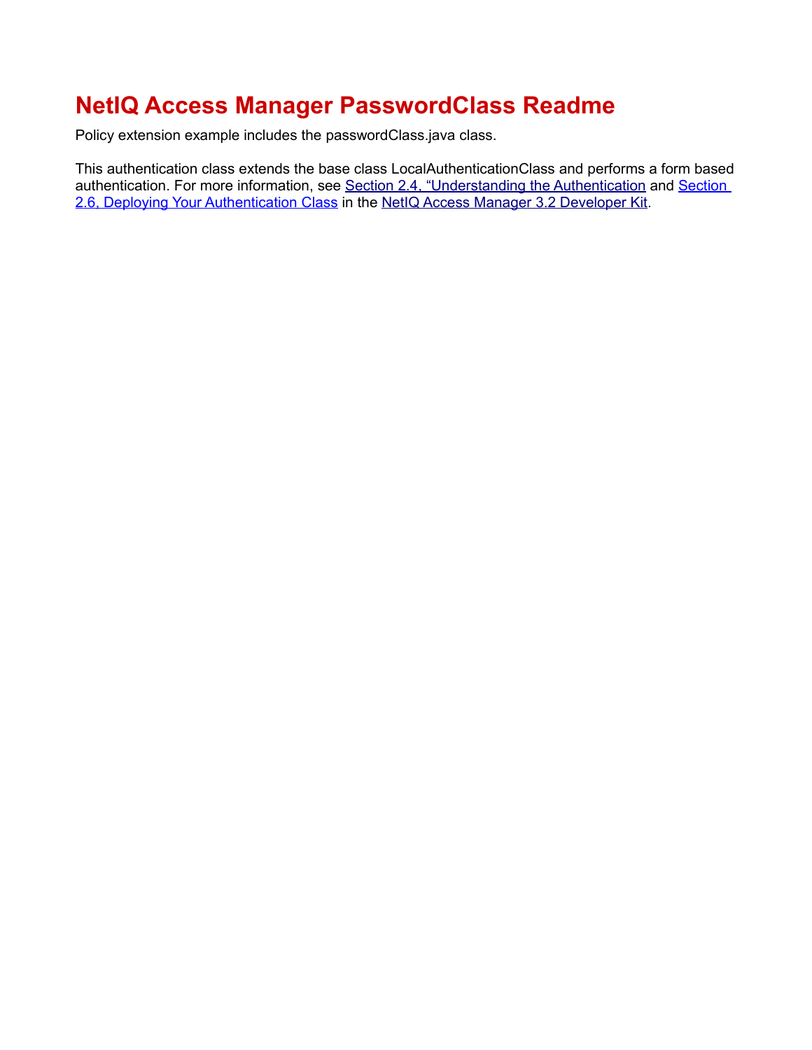# NetIQ Access Manager PasswordClass Readme

Policy extension example includes the passwordClass.java class.

This authentication class extends the base class LocalAuthenticationClass and performs a form based authentication. For more information, see Section 2.4, “Understanding the Authentication and Section 2.6, Deploying Your Authentication Class in the NetIQ Access Manager 3.2 Developer Kit.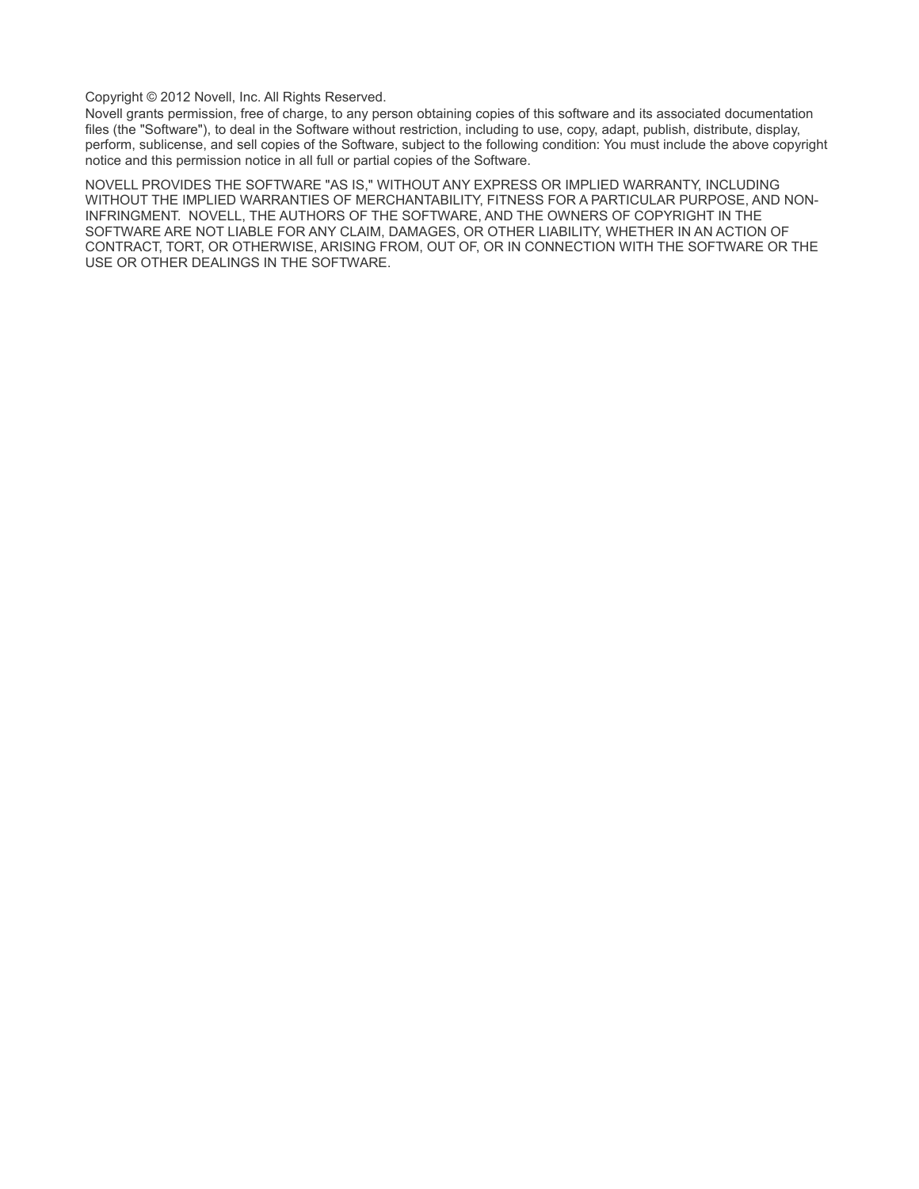Copyright © 2012 Novell, Inc. All Rights Reserved.

Novell grants permission, free of charge, to any person obtaining copies of this software and its associated documentation files (the "Software"), to deal in the Software without restriction, including to use, copy, adapt, publish, distribute, display, perform, sublicense, and sell copies of the Software, subject to the following condition: You must include the above copyright notice and this permission notice in all full or partial copies of the Software.

NOVELL PROVIDES THE SOFTWARE "AS IS," WITHOUT ANY EXPRESS OR IMPLIED WARRANTY, INCLUDING WITHOUT THE IMPLIED WARRANTIES OF MERCHANTABILITY, FITNESS FOR A PARTICULAR PURPOSE, AND NON-INFRINGMENT. NOVELL, THE AUTHORS OF THE SOFTWARE, AND THE OWNERS OF COPYRIGHT IN THE SOFTWARE ARE NOT LIABLE FOR ANY CLAIM, DAMAGES, OR OTHER LIABILITY, WHETHER IN AN ACTION OF CONTRACT, TORT, OR OTHERWISE, ARISING FROM, OUT OF, OR IN CONNECTION WITH THE SOFTWARE OR THE USE OR OTHER DEALINGS IN THE SOFTWARE.